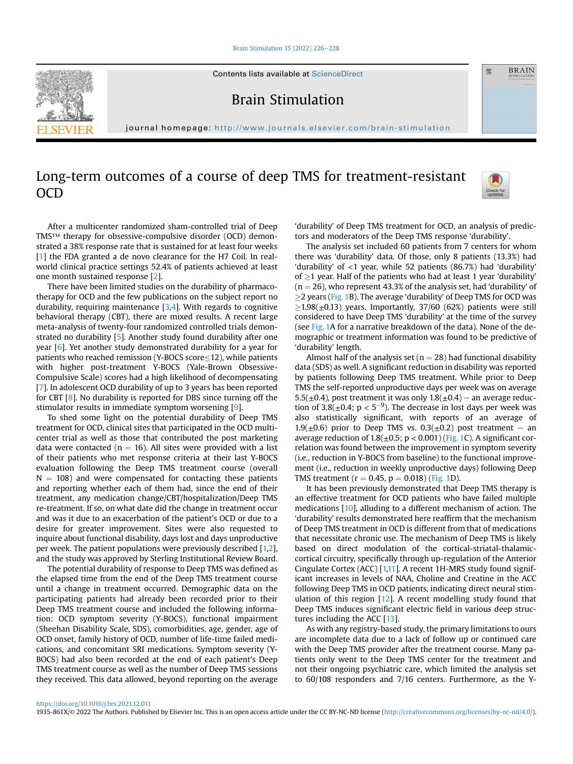# Long-term outcomes of a course of deep TMS for treatment-resistant OCD

After a multicenter randomized sham-controlled trial of Deep TMS™ therapy for obsessive-compulsive disorder (OCD) demonstrated a 38% response rate that is sustained for at least four weeks [1] the FDA granted a de novo clearance for the H7 Coil. In real-world clinical practice settings 52.4% of patients achieved at least one month sustained response [2].

There have been limited studies on the durability of pharmacotherapy for OCD and the few publications on the subject report no durability, requiring maintenance [3,4]. With regards to cognitive behavioral therapy (CBT), there are mixed results. A recent large meta-analysis of twenty-four randomized controlled trials demonstrated no durability [5]. Another study found durability after one year [6]. Yet another study demonstrated durability for a year for patients who reached remission (Y-BOCS score≤12), while patients with higher post-treatment Y-BOCS (Yale-Brown Obsessive-Compulsive Scale) scores had a high likelihood of decompensating [7]. In adolescent OCD durability of up to 3 years has been reported for CBT [8]. No durability is reported for DBS since turning off the stimulator results in immediate symptom worsening [9].

To shed some light on the potential durability of Deep TMS treatment for OCD, clinical sites that participated in the OCD multicenter trial as well as those that contributed the post marketing data were contacted (n = 16). All sites were provided with a list of their patients who met response criteria at their last Y-BOCS evaluation following the Deep TMS treatment course (overall N = 108) and were compensated for contacting these patients and reporting whether each of them had, since the end of their treatment, any medication change/CBT/hospitalization/Deep TMS re-treatment. If so, on what date did the change in treatment occur and was it due to an exacerbation of the patient's OCD or due to a desire for greater improvement. Sites were also requested to inquire about functional disability, days lost and days unproductive per week. The patient populations were previously described [1,2], and the study was approved by Sterling Institutional Review Board.

The potential durability of response to Deep TMS was defined as the elapsed time from the end of the Deep TMS treatment course until a change in treatment occurred. Demographic data on the participating patients had already been recorded prior to their Deep TMS treatment course and included the following information: OCD symptom severity (Y-BOCS), functional impairment (Sheehan Disability Scale, SDS), comorbidities, age, gender, age of OCD onset, family history of OCD, number of life-time failed medications, and concomitant SRI medications. Symptom severity (Y-BOCS) had also been recorded at the end of each patient's Deep TMS treatment course as well as the number of Deep TMS sessions they received. This data allowed, beyond reporting on the average 'durability' of Deep TMS treatment for OCD, an analysis of predictors and moderators of the Deep TMS response 'durability'.

The analysis set included 60 patients from 7 centers for whom there was 'durability' data. Of those, only 8 patients (13.3%) had 'durability' of <1 year, while 52 patients (86.7%) had 'durability' of ≥1 year. Half of the patients who had at least 1 year 'durability' (n = 26), who represent 43.3% of the analysis set, had 'durability' of ≥2 years (Fig. 1B). The average 'durability' of Deep TMS for OCD was ≥1.98(±0.13) years. Importantly, 37/60 (62%) patients were still considered to have Deep TMS 'durability' at the time of the survey (see Fig. 1A for a narrative breakdown of the data). None of the demographic or treatment information was found to be predictive of 'durability' length.

Almost half of the analysis set (n = 28) had functional disability data (SDS) as well. A significant reduction in disability was reported by patients following Deep TMS treatment. While prior to Deep TMS the self-reported unproductive days per week was on average 5.5(±0.4), post treatment it was only 1.8(±0.4) − an average reduction of 3.8(±0.4; $p < 5^{-9}$). The decrease in lost days per week was also statistically significant, with reports of an average of 1.9(±0.6) prior to Deep TMS vs. 0.3(±0.2) post treatment − an average reduction of 1.8(±0.5; p < 0.001) (Fig. 1C). A significant correlation was found between the improvement in symptom severity (i.e., reduction in Y-BOCS from baseline) to the functional improvement (i.e., reduction in weekly unproductive days) following Deep TMS treatment (r = 0.45, p = 0.018) (Fig. 1D).

It has been previously demonstrated that Deep TMS therapy is an effective treatment for OCD patients who have failed multiple medications [10], alluding to a different mechanism of action. The 'durability' results demonstrated here reaffirm that the mechanism of Deep TMS treatment in OCD is different from that of medications that necessitate chronic use. The mechanism of Deep TMS is likely based on direct modulation of the cortical-striatal-thalamic-cortical circuitry, specifically through up-regulation of the Anterior Cingulate Cortex (ACC) [1,11]. A recent 1H-MRS study found significant increases in levels of NAA, Choline and Creatine in the ACC following Deep TMS in OCD patients, indicating direct neural stimulation of this region [12]. A recent modelling study found that Deep TMS induces significant electric field in various deep structures including the ACC [13].

As with any registry-based study, the primary limitations to ours are incomplete data due to a lack of follow up or continued care with the Deep TMS provider after the treatment course. Many patients only went to the Deep TMS center for the treatment and not their ongoing psychiatric care, which limited the analysis set to 60/108 responders and 7/16 centers. Furthermore, as the Y-

https://doi.org/10.1016/j.brs.2021.12.011

1935-861X/© 2022 The Authors. Published by Elsevier Inc. This is an open access article under the CC BY-NC-ND license (http://creativecommons.org/licenses/by-nc-nd/4.0/).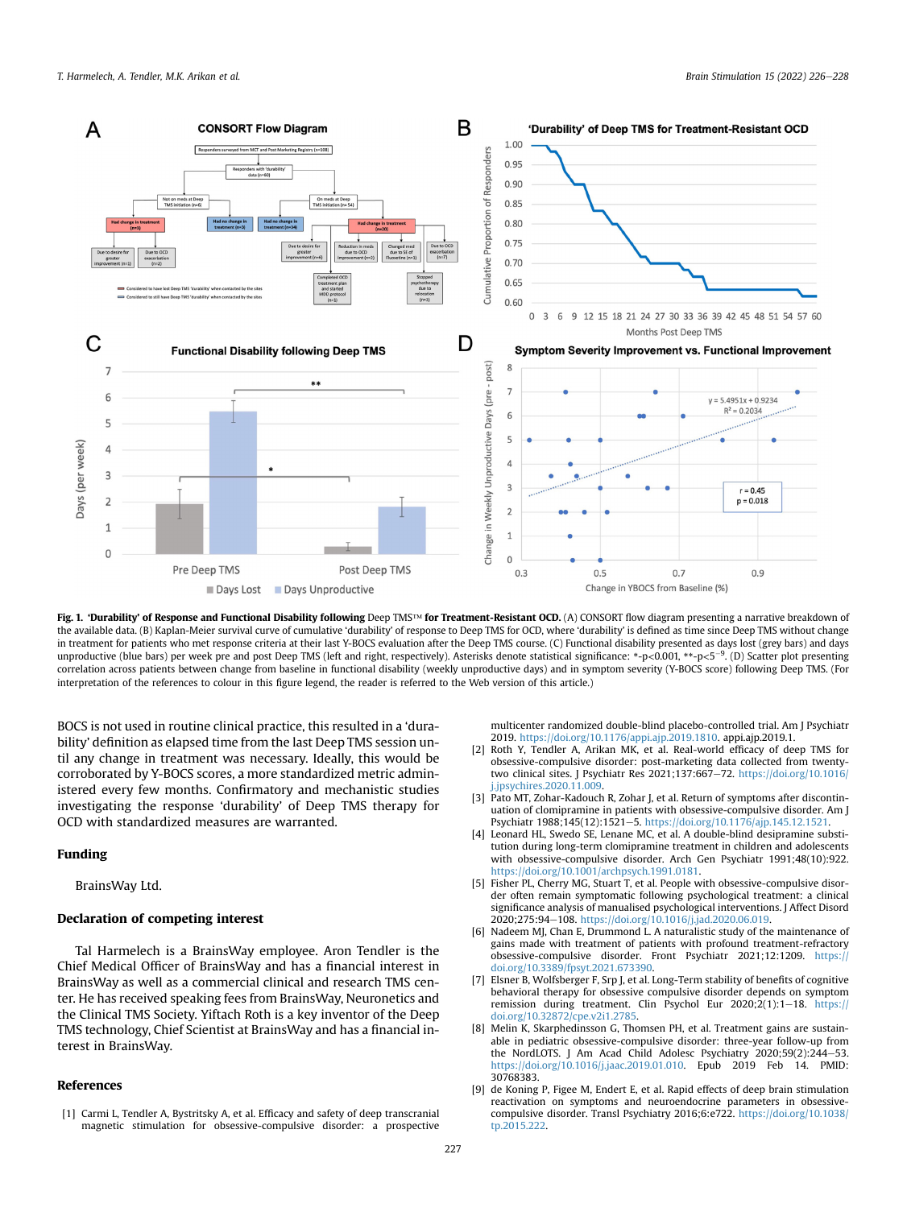**Fig. 1. 'Durability' of Response and Functional Disability following** Deep TMS™ **for Treatment-Resistant OCD.** (A) CONSORT flow diagram presenting a narrative breakdown of the available data. (B) Kaplan-Meier survival curve of cumulative 'durability' of response to Deep TMS for OCD, where 'durability' is defined as time since Deep TMS without change in treatment for patients who met response criteria at their last Y-BOCS evaluation after the Deep TMS course. (C) Functional disability presented as days lost (grey bars) and days unproductive (blue bars) per week pre and post Deep TMS (left and right, respectively). Asterisks denote statistical significance: *-p<0.001, **-p<$5^{-9}$. (D) Scatter plot presenting correlation across patients between change from baseline in functional disability (weekly unproductive days) and in symptom severity (Y-BOCS score) following Deep TMS. (For interpretation of the references to colour in this figure legend, the reader is referred to the Web version of this article.)

BOCS is not used in routine clinical practice, this resulted in a 'durability' definition as elapsed time from the last Deep TMS session until any change in treatment was necessary. Ideally, this would be corroborated by Y-BOCS scores, a more standardized metric administered every few months. Confirmatory and mechanistic studies investigating the response 'durability' of Deep TMS therapy for OCD with standardized measures are warranted.

## Funding

BrainsWay Ltd.

## Declaration of competing interest

Tal Harmelech is a BrainsWay employee. Aron Tendler is the Chief Medical Officer of BrainsWay and has a financial interest in BrainsWay as well as a commercial clinical and research TMS center. He has received speaking fees from BrainsWay, Neuronetics and the Clinical TMS Society. Yiftach Roth is a key inventor of the Deep TMS technology, Chief Scientist at BrainsWay and has a financial interest in BrainsWay.

## References

[1] Carmi L, Tendler A, Bystritsky A, et al. Efficacy and safety of deep transcranial magnetic stimulation for obsessive-compulsive disorder: a prospective multicenter randomized double-blind placebo-controlled trial. Am J Psychiatr 2019. https://doi.org/10.1176/appi.ajp.2019.1810. appi.ajp.2019.1.

[2] Roth Y, Tendler A, Arikan MK, et al. Real-world efficacy of deep TMS for obsessive-compulsive disorder: post-marketing data collected from twenty-two clinical sites. J Psychiatr Res 2021;137:667–72. https://doi.org/10.1016/j.jpsychires.2020.11.009.

[3] Pato MT, Zohar-Kadouch R, Zohar J, et al. Return of symptoms after discontinuation of clomipramine in patients with obsessive-compulsive disorder. Am J Psychiatr 1988;145(12):1521–5. https://doi.org/10.1176/ajp.145.12.1521.

[4] Leonard HL, Swedo SE, Lenane MC, et al. A double-blind desipramine substitution during long-term clomipramine treatment in children and adolescents with obsessive-compulsive disorder. Arch Gen Psychiatr 1991;48(10):922. https://doi.org/10.1001/archpsych.1991.0181.

[5] Fisher PL, Cherry MG, Stuart T, et al. People with obsessive-compulsive disorder often remain symptomatic following psychological treatment: a clinical significance analysis of manualised psychological interventions. J Affect Disord 2020;275:94–108. https://doi.org/10.1016/j.jad.2020.06.019.

[6] Nadeem M, Chan E, Drummond L. A naturalistic study of the maintenance of gains made with treatment of patients with profound treatment-refractory obsessive-compulsive disorder. Front Psychiatr 2021;12:1209. https://doi.org/10.3389/fpsyt.2021.673390.

[7] Elsner B, Wolfsberger F, Srp J, et al. Long-Term stability of benefits of cognitive behavioral therapy for obsessive compulsive disorder depends on symptom remission during treatment. Clin Psychol Eur 2020;2(1):1–18. https://doi.org/10.32872/cpe.v2i1.2785.

[8] Melin K, Skarphedinsson G, Thomsen PH, et al. Treatment gains are sustainable in pediatric obsessive-compulsive disorder: three-year follow-up from the NordLOTS. J Am Acad Child Adolesc Psychiatry 2020;59(2):244–53. https://doi.org/10.1016/j.jaac.2019.01.010. Epub 2019 Feb 14. PMID: 30768383.

[9] de Koning P, Figee M, Endert E, et al. Rapid effects of deep brain stimulation reactivation on symptoms and neuroendocrine parameters in obsessive-compulsive disorder. Transl Psychiatry 2016;6:e722. https://doi.org/10.1038/tp.2015.222.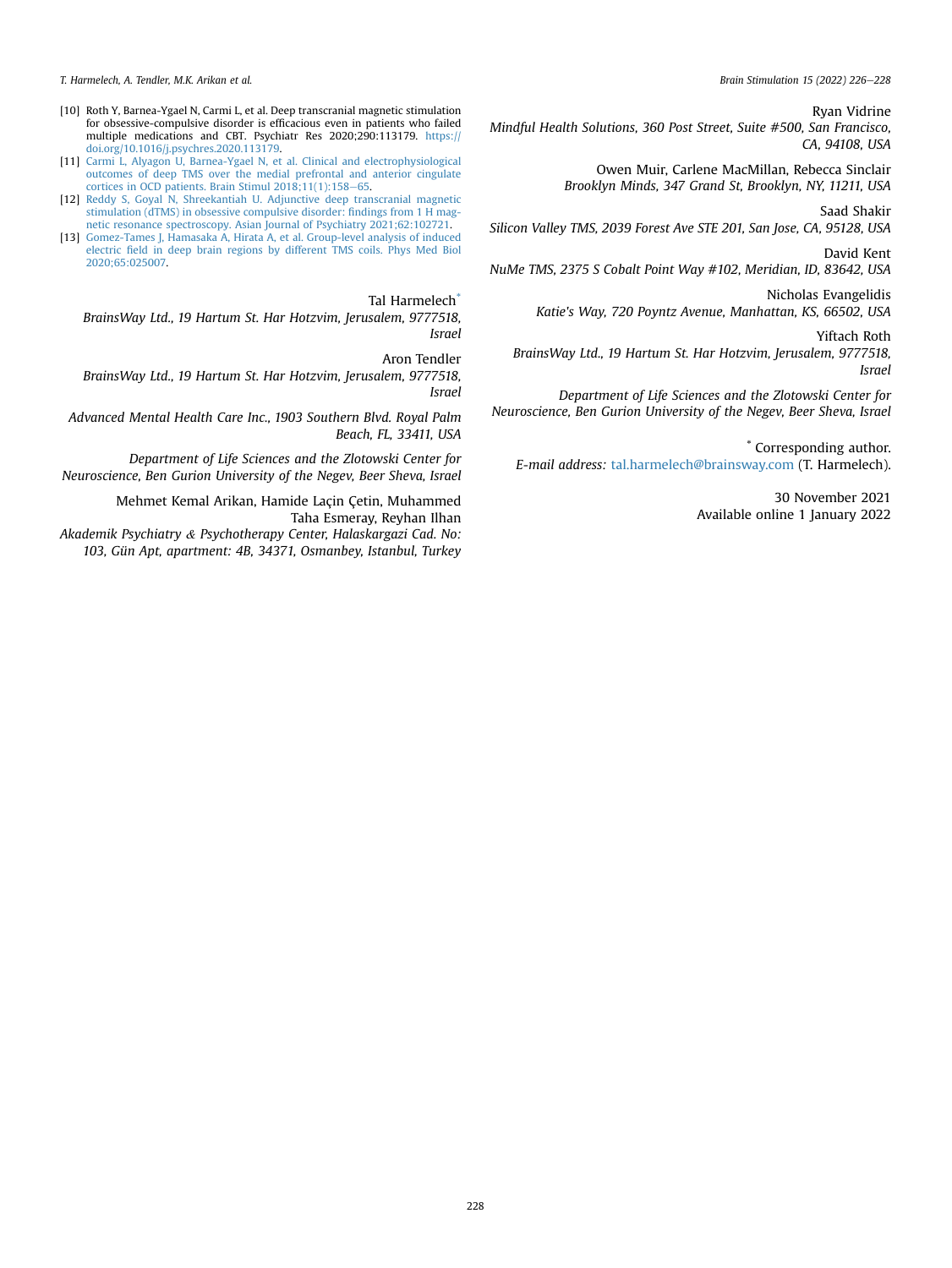[10] Roth Y, Barnea-Ygael N, Carmi L, et al. Deep transcranial magnetic stimulation for obsessive-compulsive disorder is efficacious even in patients who failed multiple medications and CBT. Psychiatr Res 2020;290:113179. https://doi.org/10.1016/j.psychres.2020.113179.

[11] Carmi L, Alyagon U, Barnea-Ygael N, et al. Clinical and electrophysiological outcomes of deep TMS over the medial prefrontal and anterior cingulate cortices in OCD patients. Brain Stimul 2018;11(1):158–65.

[12] Reddy S, Goyal N, Shreekantiah U. Adjunctive deep transcranial magnetic stimulation (dTMS) in obsessive compulsive disorder: findings from 1 H magnetic resonance spectroscopy. Asian Journal of Psychiatry 2021;62:102721.

[13] Gomez-Tames J, Hamasaka A, Hirata A, et al. Group-level analysis of induced electric field in deep brain regions by different TMS coils. Phys Med Biol 2020;65:025007.

Tal Harmelech*
*BrainsWay Ltd., 19 Hartum St. Har Hotzvim, Jerusalem, 9777518, Israel*

Aron Tendler
*BrainsWay Ltd., 19 Hartum St. Har Hotzvim, Jerusalem, 9777518, Israel*

*Advanced Mental Health Care Inc., 1903 Southern Blvd. Royal Palm Beach, FL, 33411, USA*

*Department of Life Sciences and the Zlotowski Center for Neuroscience, Ben Gurion University of the Negev, Beer Sheva, Israel*

Mehmet Kemal Arikan, Hamide Laçin Çetin, Muhammed Taha Esmeray, Reyhan Ilhan
*Akademik Psychiatry & Psychotherapy Center, Halaskargazi Cad. No: 103, Gün Apt, apartment: 4B, 34371, Osmanbey, Istanbul, Turkey*

Ryan Vidrine
*Mindful Health Solutions, 360 Post Street, Suite #500, San Francisco, CA, 94108, USA*

Owen Muir, Carlene MacMillan, Rebecca Sinclair
*Brooklyn Minds, 347 Grand St, Brooklyn, NY, 11211, USA*

Saad Shakir
*Silicon Valley TMS, 2039 Forest Ave STE 201, San Jose, CA, 95128, USA*

David Kent
*NuMe TMS, 2375 S Cobalt Point Way #102, Meridian, ID, 83642, USA*

Nicholas Evangelidis
*Katie's Way, 720 Poyntz Avenue, Manhattan, KS, 66502, USA*

Yiftach Roth
*BrainsWay Ltd., 19 Hartum St. Har Hotzvim, Jerusalem, 9777518, Israel*

*Department of Life Sciences and the Zlotowski Center for Neuroscience, Ben Gurion University of the Negev, Beer Sheva, Israel*

\* Corresponding author.
*E-mail address:* tal.harmelech@brainsway.com (T. Harmelech).

30 November 2021
Available online 1 January 2022